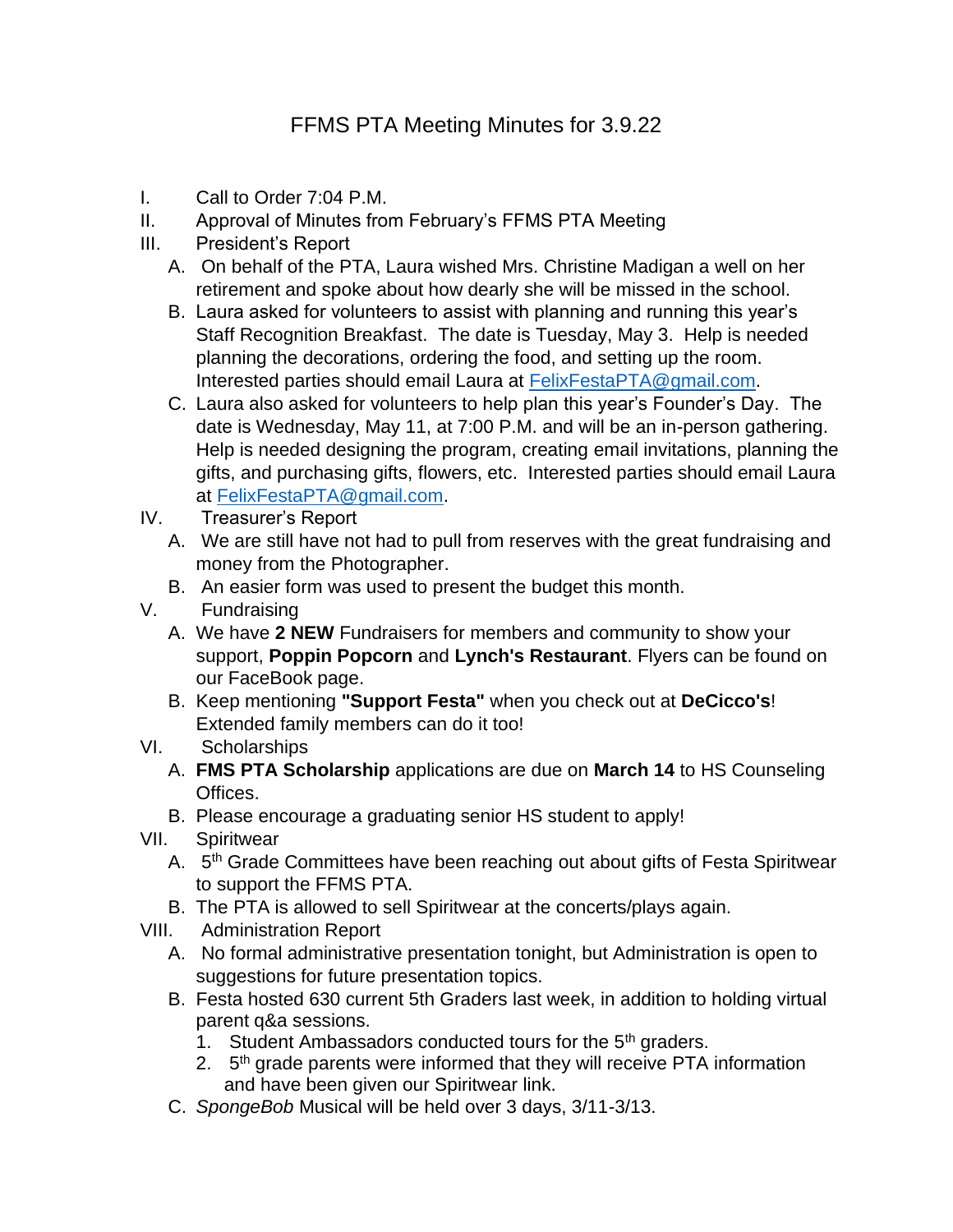# FFMS PTA Meeting Minutes for 3.9.22

I. Call to Order 7:04 P.M.

II. Approval of Minutes from February's FFMS PTA Meeting

III. President's Report

A. On behalf of the PTA, Laura wished Mrs. Christine Madigan a well on her retirement and spoke about how dearly she will be missed in the school.

B. Laura asked for volunteers to assist with planning and running this year's Staff Recognition Breakfast. The date is Tuesday, May 3. Help is needed planning the decorations, ordering the food, and setting up the room. Interested parties should email Laura at [FelixFestaPTA@gmail.com](mailto:FelixFestaPTA@gmail.com).

C. Laura also asked for volunteers to help plan this year's Founder's Day. The date is Wednesday, May 11, at 7:00 P.M. and will be an in-person gathering. Help is needed designing the program, creating email invitations, planning the gifts, and purchasing gifts, flowers, etc. Interested parties should email Laura at [FelixFestaPTA@gmail.com](mailto:FelixFestaPTA@gmail.com).

IV. Treasurer's Report

A. We are still have not had to pull from reserves with the great fundraising and money from the Photographer.

B. An easier form was used to present the budget this month.

V. Fundraising

A. We have **2 NEW** Fundraisers for members and community to show your support, **Poppin Popcorn** and **Lynch's Restaurant**. Flyers can be found on our FaceBook page.

B. Keep mentioning **"Support Festa"** when you check out at **DeCicco's**! Extended family members can do it too!

VI. Scholarships

A. **FMS PTA Scholarship** applications are due on **March 14** to HS Counseling Offices.

B. Please encourage a graduating senior HS student to apply!

VII. Spiritwear

A. 5th Grade Committees have been reaching out about gifts of Festa Spiritwear to support the FFMS PTA.

B. The PTA is allowed to sell Spiritwear at the concerts/plays again.

VIII. Administration Report

A. No formal administrative presentation tonight, but Administration is open to suggestions for future presentation topics.

B. Festa hosted 630 current 5th Graders last week, in addition to holding virtual parent q&a sessions.

1. Student Ambassadors conducted tours for the 5th graders.
2. 5th grade parents were informed that they will receive PTA information and have been given our Spiritwear link.

C. *SpongeBob* Musical will be held over 3 days, 3/11-3/13.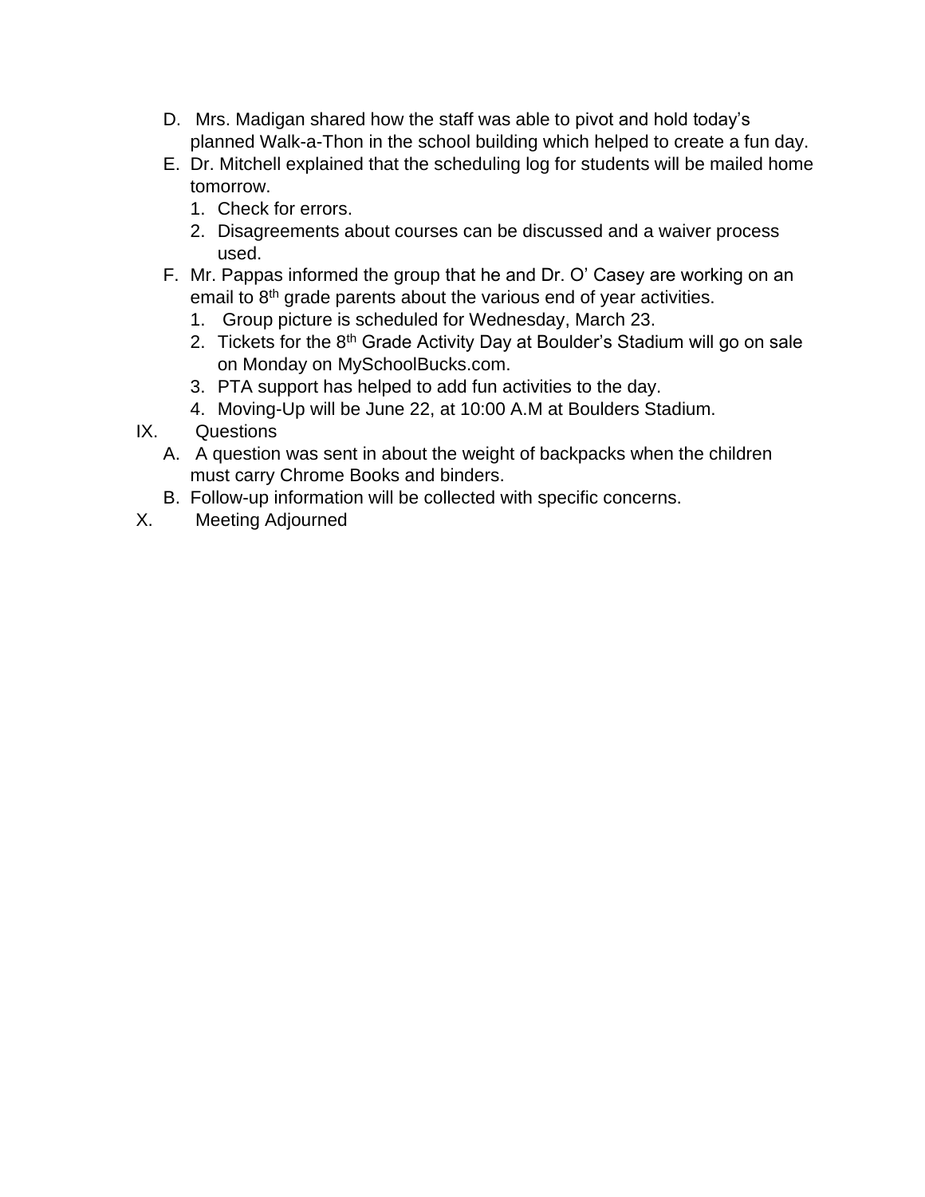D. Mrs. Madigan shared how the staff was able to pivot and hold today's planned Walk-a-Thon in the school building which helped to create a fun day.

E. Dr. Mitchell explained that the scheduling log for students will be mailed home tomorrow.
   1. Check for errors.
   2. Disagreements about courses can be discussed and a waiver process used.

F. Mr. Pappas informed the group that he and Dr. O' Casey are working on an email to 8th grade parents about the various end of year activities.
   1. Group picture is scheduled for Wednesday, March 23.
   2. Tickets for the 8th Grade Activity Day at Boulder's Stadium will go on sale on Monday on MySchoolBucks.com.
   3. PTA support has helped to add fun activities to the day.
   4. Moving-Up will be June 22, at 10:00 A.M at Boulders Stadium.

IX. Questions

A. A question was sent in about the weight of backpacks when the children must carry Chrome Books and binders.

B. Follow-up information will be collected with specific concerns.

X. Meeting Adjourned